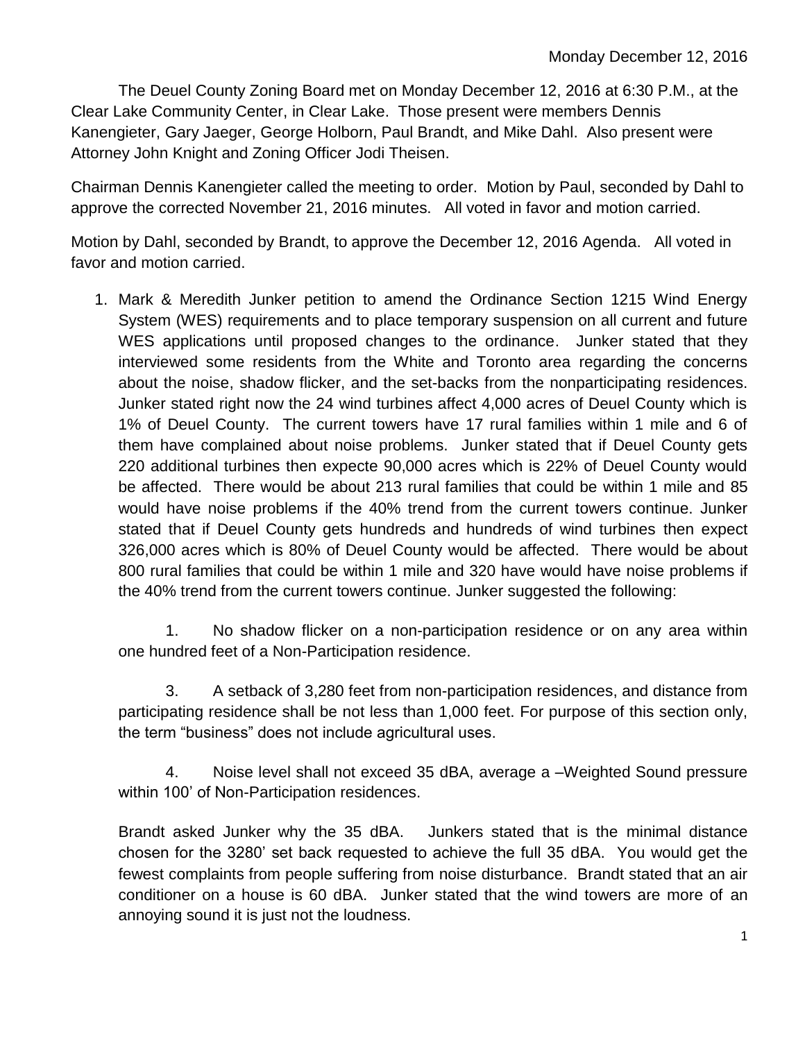Monday December 12, 2016

The Deuel County Zoning Board met on Monday December 12, 2016 at 6:30 P.M., at the Clear Lake Community Center, in Clear Lake. Those present were members Dennis Kanengieter, Gary Jaeger, George Holborn, Paul Brandt, and Mike Dahl. Also present were Attorney John Knight and Zoning Officer Jodi Theisen.

Chairman Dennis Kanengieter called the meeting to order. Motion by Paul, seconded by Dahl to approve the corrected November 21, 2016 minutes. All voted in favor and motion carried.

Motion by Dahl, seconded by Brandt, to approve the December 12, 2016 Agenda. All voted in favor and motion carried.

1. Mark & Meredith Junker petition to amend the Ordinance Section 1215 Wind Energy System (WES) requirements and to place temporary suspension on all current and future WES applications until proposed changes to the ordinance. Junker stated that they interviewed some residents from the White and Toronto area regarding the concerns about the noise, shadow flicker, and the set-backs from the nonparticipating residences. Junker stated right now the 24 wind turbines affect 4,000 acres of Deuel County which is 1% of Deuel County. The current towers have 17 rural families within 1 mile and 6 of them have complained about noise problems. Junker stated that if Deuel County gets 220 additional turbines then expecte 90,000 acres which is 22% of Deuel County would be affected. There would be about 213 rural families that could be within 1 mile and 85 would have noise problems if the 40% trend from the current towers continue. Junker stated that if Deuel County gets hundreds and hundreds of wind turbines then expect 326,000 acres which is 80% of Deuel County would be affected. There would be about 800 rural families that could be within 1 mile and 320 have would have noise problems if the 40% trend from the current towers continue. Junker suggested the following:

   1. No shadow flicker on a non-participation residence or on any area within one hundred feet of a Non-Participation residence.

   3. A setback of 3,280 feet from non-participation residences, and distance from participating residence shall be not less than 1,000 feet. For purpose of this section only, the term "business" does not include agricultural uses.

   4. Noise level shall not exceed 35 dBA, average a –Weighted Sound pressure within 100' of Non-Participation residences.

   Brandt asked Junker why the 35 dBA. Junkers stated that is the minimal distance chosen for the 3280' set back requested to achieve the full 35 dBA. You would get the fewest complaints from people suffering from noise disturbance. Brandt stated that an air conditioner on a house is 60 dBA. Junker stated that the wind towers are more of an annoying sound it is just not the loudness.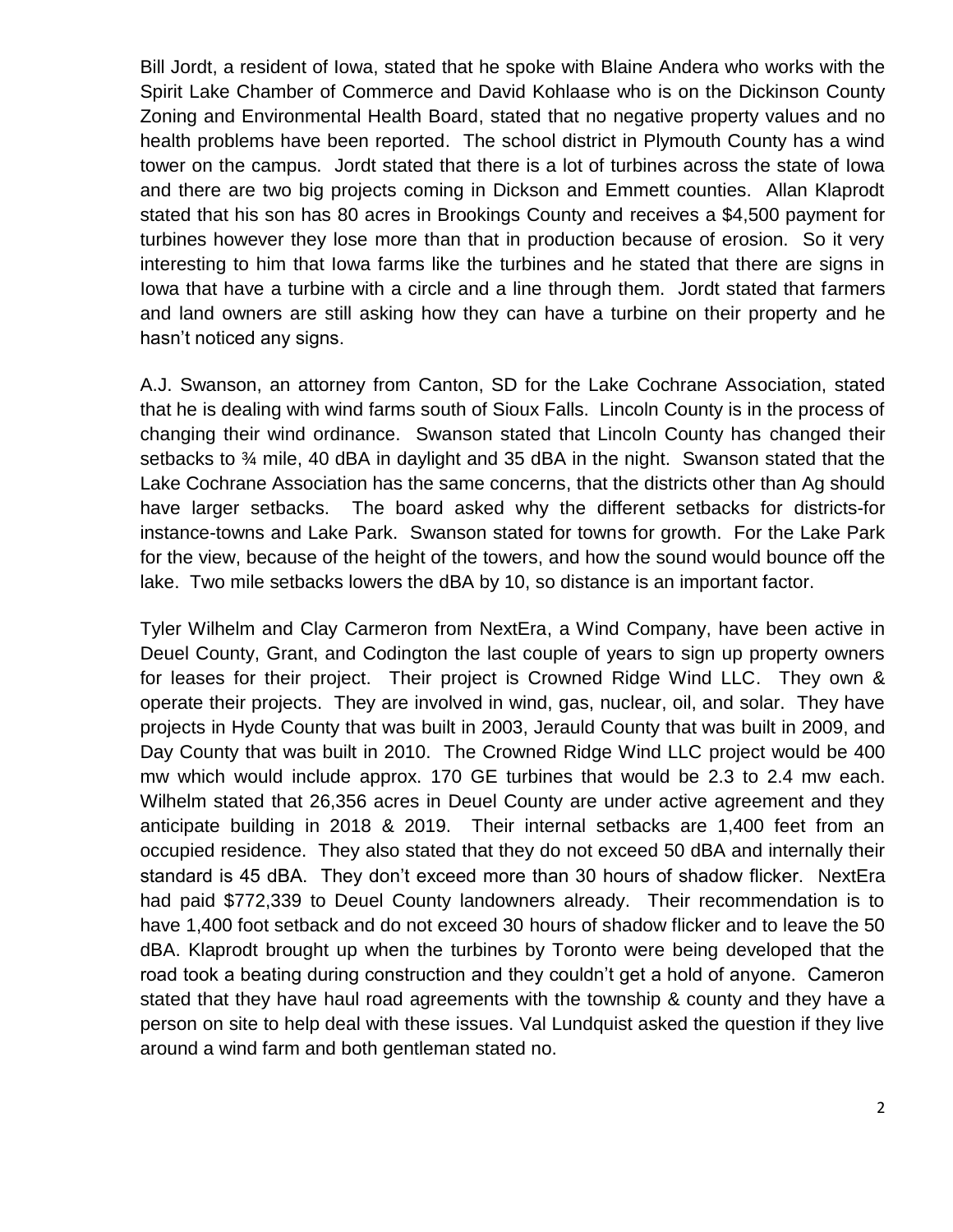Bill Jordt, a resident of Iowa, stated that he spoke with Blaine Andera who works with the Spirit Lake Chamber of Commerce and David Kohlaase who is on the Dickinson County Zoning and Environmental Health Board, stated that no negative property values and no health problems have been reported. The school district in Plymouth County has a wind tower on the campus. Jordt stated that there is a lot of turbines across the state of Iowa and there are two big projects coming in Dickson and Emmett counties. Allan Klaprodt stated that his son has 80 acres in Brookings County and receives a $4,500 payment for turbines however they lose more than that in production because of erosion. So it very interesting to him that Iowa farms like the turbines and he stated that there are signs in Iowa that have a turbine with a circle and a line through them. Jordt stated that farmers and land owners are still asking how they can have a turbine on their property and he hasn't noticed any signs.

A.J. Swanson, an attorney from Canton, SD for the Lake Cochrane Association, stated that he is dealing with wind farms south of Sioux Falls. Lincoln County is in the process of changing their wind ordinance. Swanson stated that Lincoln County has changed their setbacks to ¾ mile, 40 dBA in daylight and 35 dBA in the night. Swanson stated that the Lake Cochrane Association has the same concerns, that the districts other than Ag should have larger setbacks. The board asked why the different setbacks for districts-for instance-towns and Lake Park. Swanson stated for towns for growth. For the Lake Park for the view, because of the height of the towers, and how the sound would bounce off the lake. Two mile setbacks lowers the dBA by 10, so distance is an important factor.

Tyler Wilhelm and Clay Carmeron from NextEra, a Wind Company, have been active in Deuel County, Grant, and Codington the last couple of years to sign up property owners for leases for their project. Their project is Crowned Ridge Wind LLC. They own & operate their projects. They are involved in wind, gas, nuclear, oil, and solar. They have projects in Hyde County that was built in 2003, Jerauld County that was built in 2009, and Day County that was built in 2010. The Crowned Ridge Wind LLC project would be 400 mw which would include approx. 170 GE turbines that would be 2.3 to 2.4 mw each. Wilhelm stated that 26,356 acres in Deuel County are under active agreement and they anticipate building in 2018 & 2019. Their internal setbacks are 1,400 feet from an occupied residence. They also stated that they do not exceed 50 dBA and internally their standard is 45 dBA. They don't exceed more than 30 hours of shadow flicker. NextEra had paid $772,339 to Deuel County landowners already. Their recommendation is to have 1,400 foot setback and do not exceed 30 hours of shadow flicker and to leave the 50 dBA. Klaprodt brought up when the turbines by Toronto were being developed that the road took a beating during construction and they couldn't get a hold of anyone. Cameron stated that they have haul road agreements with the township & county and they have a person on site to help deal with these issues. Val Lundquist asked the question if they live around a wind farm and both gentleman stated no.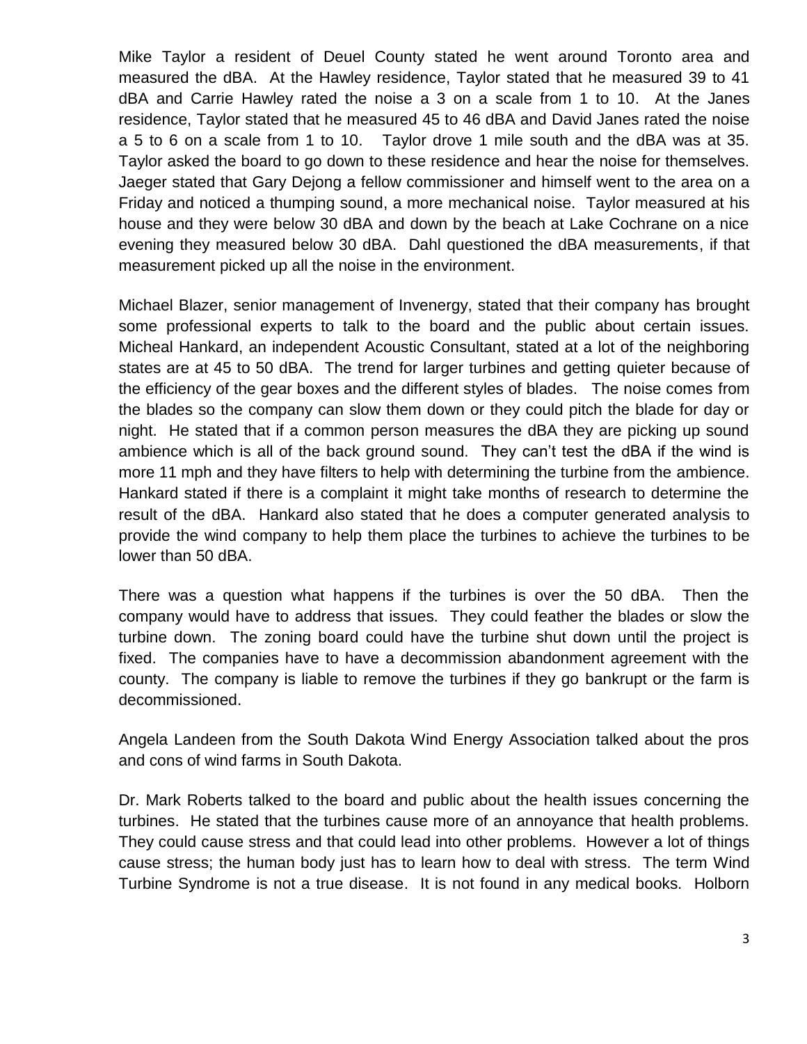Mike Taylor a resident of Deuel County stated he went around Toronto area and measured the dBA. At the Hawley residence, Taylor stated that he measured 39 to 41 dBA and Carrie Hawley rated the noise a 3 on a scale from 1 to 10. At the Janes residence, Taylor stated that he measured 45 to 46 dBA and David Janes rated the noise a 5 to 6 on a scale from 1 to 10. Taylor drove 1 mile south and the dBA was at 35. Taylor asked the board to go down to these residence and hear the noise for themselves. Jaeger stated that Gary Dejong a fellow commissioner and himself went to the area on a Friday and noticed a thumping sound, a more mechanical noise. Taylor measured at his house and they were below 30 dBA and down by the beach at Lake Cochrane on a nice evening they measured below 30 dBA. Dahl questioned the dBA measurements, if that measurement picked up all the noise in the environment.

Michael Blazer, senior management of Invenergy, stated that their company has brought some professional experts to talk to the board and the public about certain issues. Micheal Hankard, an independent Acoustic Consultant, stated at a lot of the neighboring states are at 45 to 50 dBA. The trend for larger turbines and getting quieter because of the efficiency of the gear boxes and the different styles of blades. The noise comes from the blades so the company can slow them down or they could pitch the blade for day or night. He stated that if a common person measures the dBA they are picking up sound ambience which is all of the back ground sound. They can't test the dBA if the wind is more 11 mph and they have filters to help with determining the turbine from the ambience. Hankard stated if there is a complaint it might take months of research to determine the result of the dBA. Hankard also stated that he does a computer generated analysis to provide the wind company to help them place the turbines to achieve the turbines to be lower than 50 dBA.

There was a question what happens if the turbines is over the 50 dBA. Then the company would have to address that issues. They could feather the blades or slow the turbine down. The zoning board could have the turbine shut down until the project is fixed. The companies have to have a decommission abandonment agreement with the county. The company is liable to remove the turbines if they go bankrupt or the farm is decommissioned.

Angela Landeen from the South Dakota Wind Energy Association talked about the pros and cons of wind farms in South Dakota.

Dr. Mark Roberts talked to the board and public about the health issues concerning the turbines. He stated that the turbines cause more of an annoyance that health problems. They could cause stress and that could lead into other problems. However a lot of things cause stress; the human body just has to learn how to deal with stress. The term Wind Turbine Syndrome is not a true disease. It is not found in any medical books. Holborn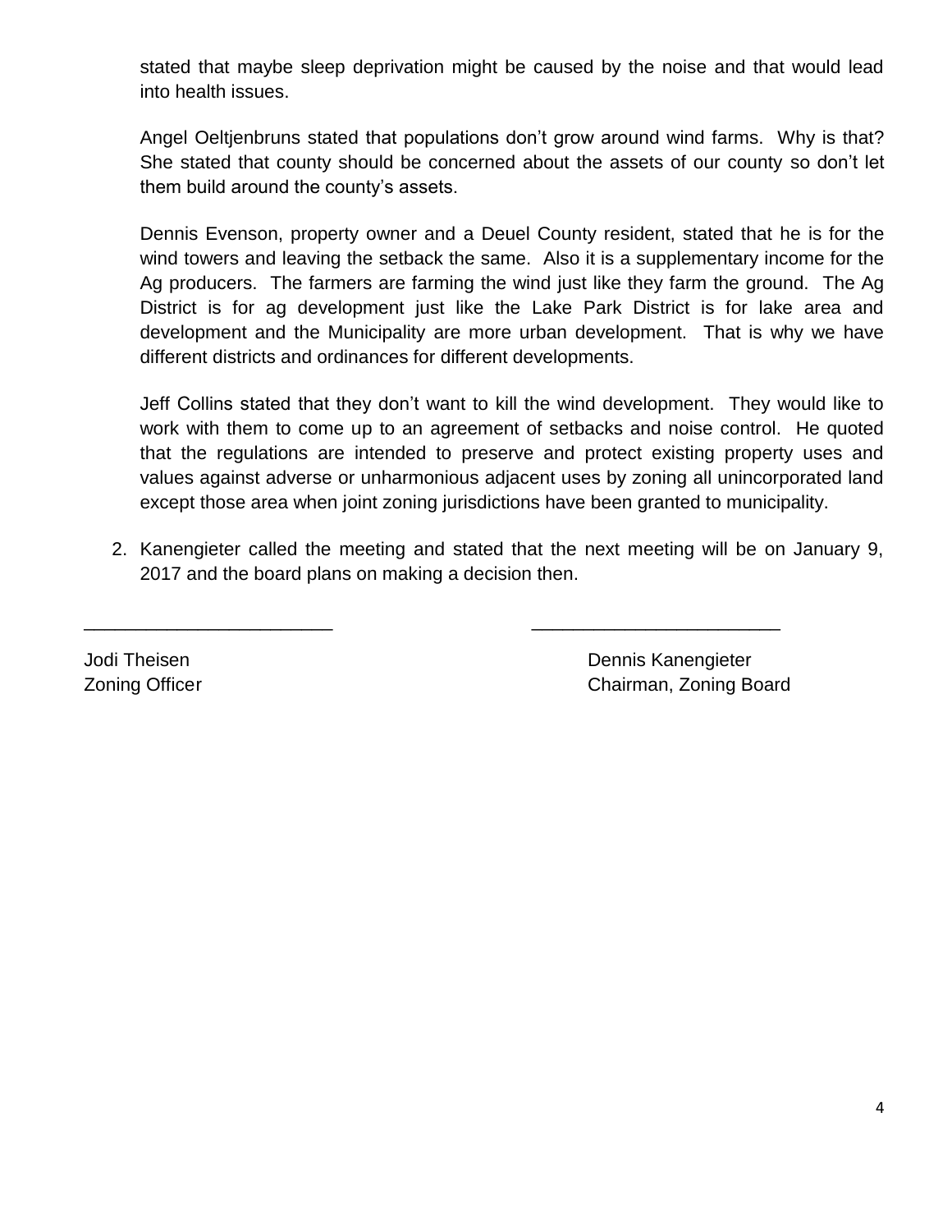stated that maybe sleep deprivation might be caused by the noise and that would lead into health issues.

Angel Oeltjenbruns stated that populations don't grow around wind farms. Why is that? She stated that county should be concerned about the assets of our county so don't let them build around the county's assets.

Dennis Evenson, property owner and a Deuel County resident, stated that he is for the wind towers and leaving the setback the same. Also it is a supplementary income for the Ag producers. The farmers are farming the wind just like they farm the ground. The Ag District is for ag development just like the Lake Park District is for lake area and development and the Municipality are more urban development. That is why we have different districts and ordinances for different developments.

Jeff Collins stated that they don't want to kill the wind development. They would like to work with them to come up to an agreement of setbacks and noise control. He quoted that the regulations are intended to preserve and protect existing property uses and values against adverse or unharmonious adjacent uses by zoning all unincorporated land except those area when joint zoning jurisdictions have been granted to municipality.

2. Kanengieter called the meeting and stated that the next meeting will be on January 9, 2017 and the board plans on making a decision then.

________________________ ________________________

Jodi Theisen
Zoning Officer

Dennis Kanengieter
Chairman, Zoning Board